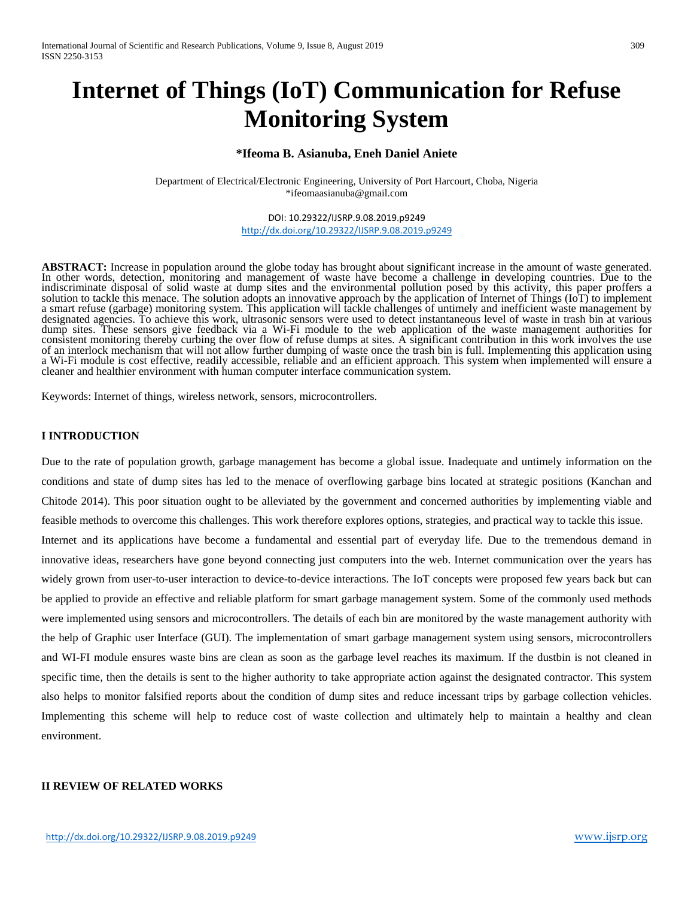# Internet of Things (IoT) Communication for Refuse Monitoring System

**\*Ifeoma B. Asianuba, Eneh Daniel Aniete**

Department of Electrical/Electronic Engineering, University of Port Harcourt, Choba, Nigeria
\*ifeomaasianuba@gmail.com

DOI: 10.29322/IJSRP.9.08.2019.p9249
http://dx.doi.org/10.29322/IJSRP.9.08.2019.p9249

**ABSTRACT:** Increase in population around the globe today has brought about significant increase in the amount of waste generated. In other words, detection, monitoring and management of waste have become a challenge in developing countries. Due to the indiscriminate disposal of solid waste at dump sites and the environmental pollution posed by this activity, this paper proffers a solution to tackle this menace. The solution adopts an innovative approach by the application of Internet of Things (IoT) to implement a smart refuse (garbage) monitoring system. This application will tackle challenges of untimely and inefficient waste management by designated agencies. To achieve this work, ultrasonic sensors were used to detect instantaneous level of waste in trash bin at various dump sites. These sensors give feedback via a Wi-Fi module to the web application of the waste management authorities for consistent monitoring thereby curbing the over flow of refuse dumps at sites. A significant contribution in this work involves the use of an interlock mechanism that will not allow further dumping of waste once the trash bin is full. Implementing this application using a Wi-Fi module is cost effective, readily accessible, reliable and an efficient approach. This system when implemented will ensure a cleaner and healthier environment with human computer interface communication system.

Keywords: Internet of things, wireless network, sensors, microcontrollers.

## I INTRODUCTION

Due to the rate of population growth, garbage management has become a global issue. Inadequate and untimely information on the conditions and state of dump sites has led to the menace of overflowing garbage bins located at strategic positions (Kanchan and Chitode 2014). This poor situation ought to be alleviated by the government and concerned authorities by implementing viable and feasible methods to overcome this challenges. This work therefore explores options, strategies, and practical way to tackle this issue.

Internet and its applications have become a fundamental and essential part of everyday life. Due to the tremendous demand in innovative ideas, researchers have gone beyond connecting just computers into the web. Internet communication over the years has widely grown from user-to-user interaction to device-to-device interactions. The IoT concepts were proposed few years back but can be applied to provide an effective and reliable platform for smart garbage management system. Some of the commonly used methods were implemented using sensors and microcontrollers. The details of each bin are monitored by the waste management authority with the help of Graphic user Interface (GUI). The implementation of smart garbage management system using sensors, microcontrollers and WI-FI module ensures waste bins are clean as soon as the garbage level reaches its maximum. If the dustbin is not cleaned in specific time, then the details is sent to the higher authority to take appropriate action against the designated contractor. This system also helps to monitor falsified reports about the condition of dump sites and reduce incessant trips by garbage collection vehicles. Implementing this scheme will help to reduce cost of waste collection and ultimately help to maintain a healthy and clean environment.

## II REVIEW OF RELATED WORKS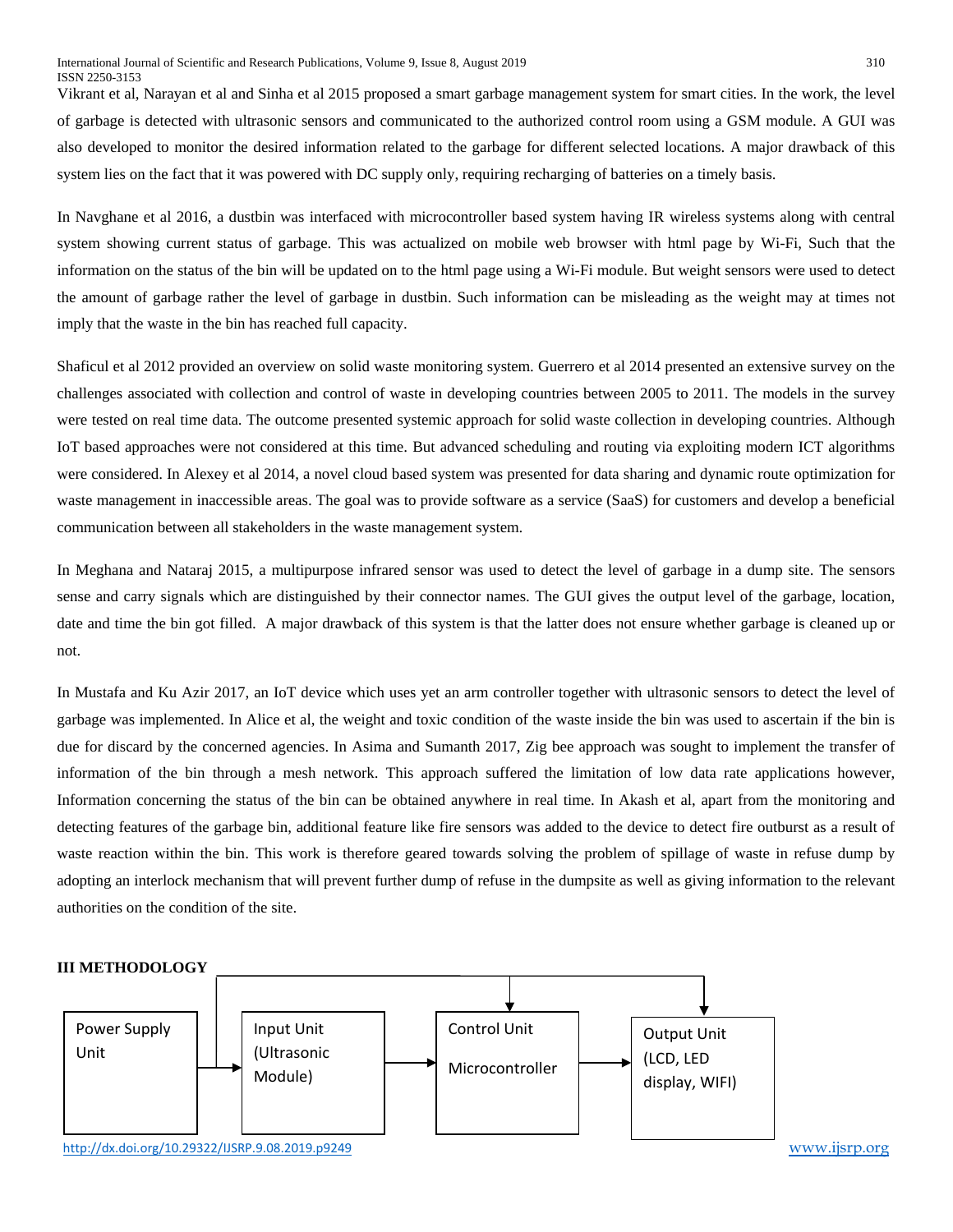Vikrant et al, Narayan et al and Sinha et al 2015 proposed a smart garbage management system for smart cities. In the work, the level of garbage is detected with ultrasonic sensors and communicated to the authorized control room using a GSM module. A GUI was also developed to monitor the desired information related to the garbage for different selected locations. A major drawback of this system lies on the fact that it was powered with DC supply only, requiring recharging of batteries on a timely basis.

In Navghane et al 2016, a dustbin was interfaced with microcontroller based system having IR wireless systems along with central system showing current status of garbage. This was actualized on mobile web browser with html page by Wi-Fi, Such that the information on the status of the bin will be updated on to the html page using a Wi-Fi module. But weight sensors were used to detect the amount of garbage rather the level of garbage in dustbin. Such information can be misleading as the weight may at times not imply that the waste in the bin has reached full capacity.

Shaficul et al 2012 provided an overview on solid waste monitoring system. Guerrero et al 2014 presented an extensive survey on the challenges associated with collection and control of waste in developing countries between 2005 to 2011. The models in the survey were tested on real time data. The outcome presented systemic approach for solid waste collection in developing countries. Although IoT based approaches were not considered at this time. But advanced scheduling and routing via exploiting modern ICT algorithms were considered. In Alexey et al 2014, a novel cloud based system was presented for data sharing and dynamic route optimization for waste management in inaccessible areas. The goal was to provide software as a service (SaaS) for customers and develop a beneficial communication between all stakeholders in the waste management system.

In Meghana and Nataraj 2015, a multipurpose infrared sensor was used to detect the level of garbage in a dump site. The sensors sense and carry signals which are distinguished by their connector names. The GUI gives the output level of the garbage, location, date and time the bin got filled. A major drawback of this system is that the latter does not ensure whether garbage is cleaned up or not.

In Mustafa and Ku Azir 2017, an IoT device which uses yet an arm controller together with ultrasonic sensors to detect the level of garbage was implemented. In Alice et al, the weight and toxic condition of the waste inside the bin was used to ascertain if the bin is due for discard by the concerned agencies. In Asima and Sumanth 2017, Zig bee approach was sought to implement the transfer of information of the bin through a mesh network. This approach suffered the limitation of low data rate applications however, Information concerning the status of the bin can be obtained anywhere in real time. In Akash et al, apart from the monitoring and detecting features of the garbage bin, additional feature like fire sensors was added to the device to detect fire outburst as a result of waste reaction within the bin. This work is therefore geared towards solving the problem of spillage of waste in refuse dump by adopting an interlock mechanism that will prevent further dump of refuse in the dumpsite as well as giving information to the relevant authorities on the condition of the site.

## III METHODOLOGY

Power Supply Unit → Input Unit (Ultrasonic Module) → Control Unit Microcontroller → Output Unit (LCD, LED display, WIFI)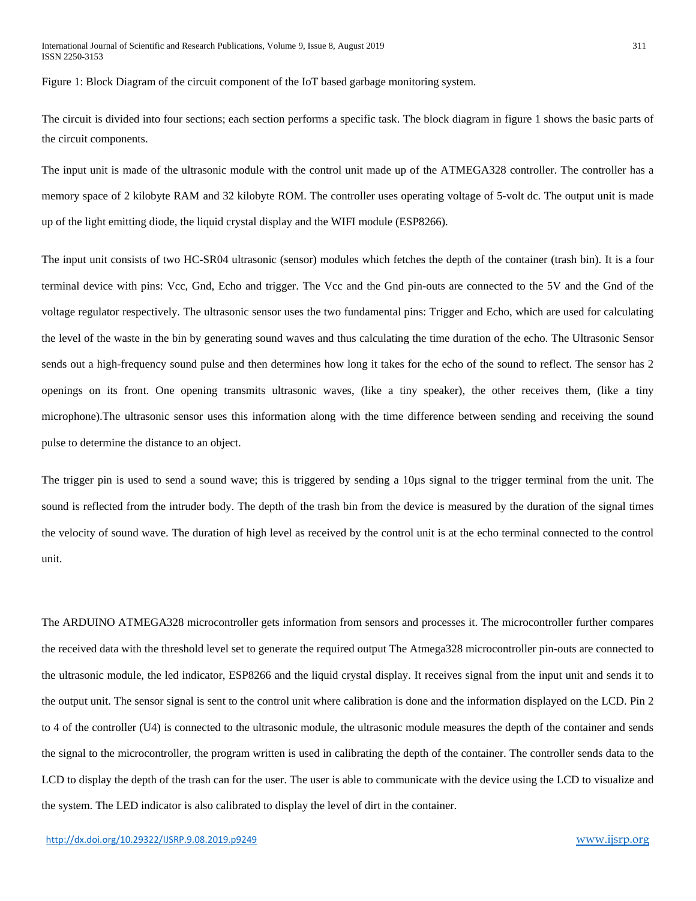Figure 1: Block Diagram of the circuit component of the IoT based garbage monitoring system.

The circuit is divided into four sections; each section performs a specific task. The block diagram in figure 1 shows the basic parts of the circuit components.

The input unit is made of the ultrasonic module with the control unit made up of the ATMEGA328 controller. The controller has a memory space of 2 kilobyte RAM and 32 kilobyte ROM. The controller uses operating voltage of 5-volt dc. The output unit is made up of the light emitting diode, the liquid crystal display and the WIFI module (ESP8266).

The input unit consists of two HC-SR04 ultrasonic (sensor) modules which fetches the depth of the container (trash bin). It is a four terminal device with pins: Vcc, Gnd, Echo and trigger. The Vcc and the Gnd pin-outs are connected to the 5V and the Gnd of the voltage regulator respectively. The ultrasonic sensor uses the two fundamental pins: Trigger and Echo, which are used for calculating the level of the waste in the bin by generating sound waves and thus calculating the time duration of the echo. The Ultrasonic Sensor sends out a high-frequency sound pulse and then determines how long it takes for the echo of the sound to reflect. The sensor has 2 openings on its front. One opening transmits ultrasonic waves, (like a tiny speaker), the other receives them, (like a tiny microphone).The ultrasonic sensor uses this information along with the time difference between sending and receiving the sound pulse to determine the distance to an object.

The trigger pin is used to send a sound wave; this is triggered by sending a 10µs signal to the trigger terminal from the unit. The sound is reflected from the intruder body. The depth of the trash bin from the device is measured by the duration of the signal times the velocity of sound wave. The duration of high level as received by the control unit is at the echo terminal connected to the control unit.

The ARDUINO ATMEGA328 microcontroller gets information from sensors and processes it. The microcontroller further compares the received data with the threshold level set to generate the required output The Atmega328 microcontroller pin-outs are connected to the ultrasonic module, the led indicator, ESP8266 and the liquid crystal display. It receives signal from the input unit and sends it to the output unit. The sensor signal is sent to the control unit where calibration is done and the information displayed on the LCD. Pin 2 to 4 of the controller (U4) is connected to the ultrasonic module, the ultrasonic module measures the depth of the container and sends the signal to the microcontroller, the program written is used in calibrating the depth of the container. The controller sends data to the LCD to display the depth of the trash can for the user. The user is able to communicate with the device using the LCD to visualize and the system. The LED indicator is also calibrated to display the level of dirt in the container.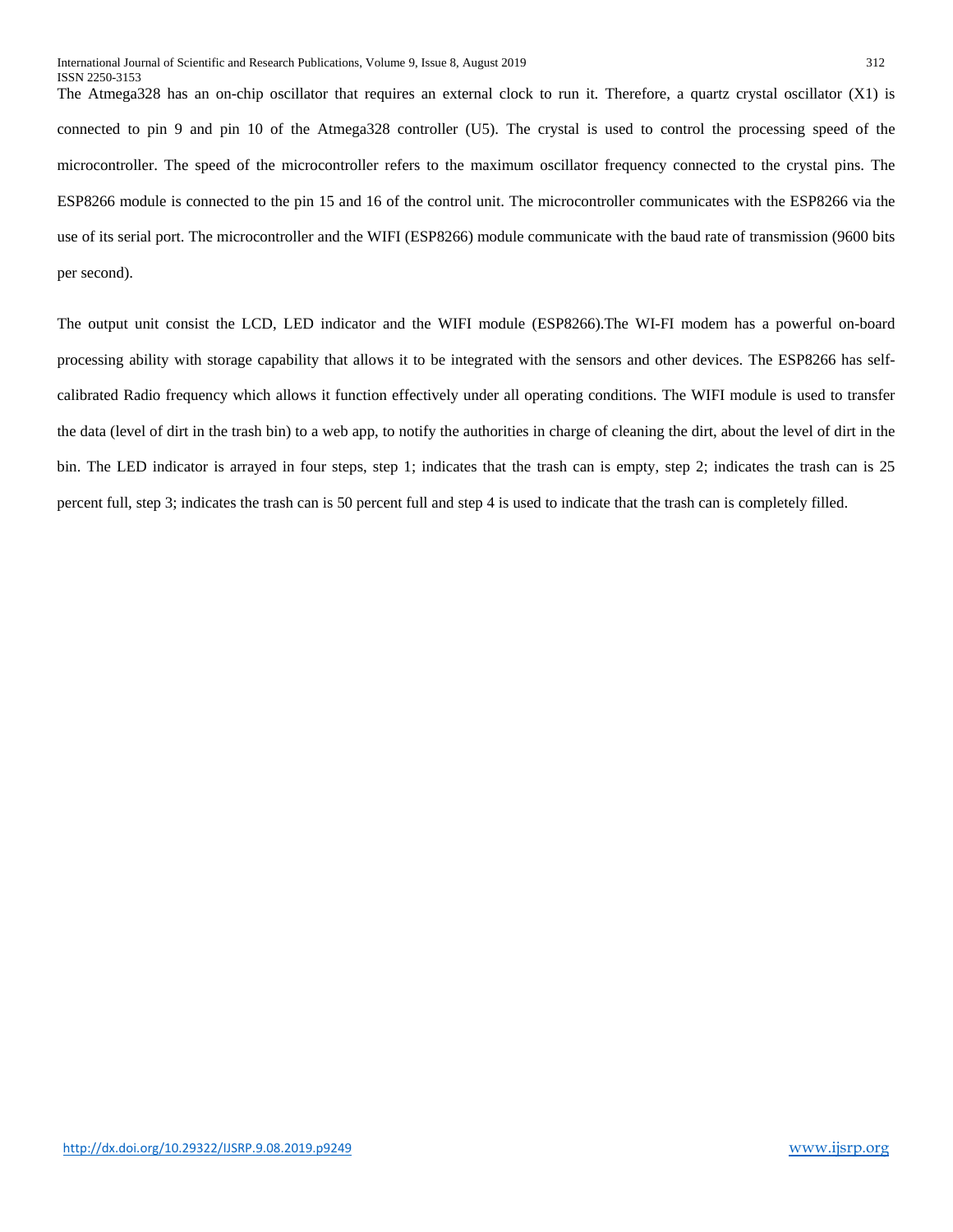The Atmega328 has an on-chip oscillator that requires an external clock to run it. Therefore, a quartz crystal oscillator (X1) is connected to pin 9 and pin 10 of the Atmega328 controller (U5). The crystal is used to control the processing speed of the microcontroller. The speed of the microcontroller refers to the maximum oscillator frequency connected to the crystal pins. The ESP8266 module is connected to the pin 15 and 16 of the control unit. The microcontroller communicates with the ESP8266 via the use of its serial port. The microcontroller and the WIFI (ESP8266) module communicate with the baud rate of transmission (9600 bits per second).

The output unit consist the LCD, LED indicator and the WIFI module (ESP8266).The WI-FI modem has a powerful on-board processing ability with storage capability that allows it to be integrated with the sensors and other devices. The ESP8266 has self-calibrated Radio frequency which allows it function effectively under all operating conditions. The WIFI module is used to transfer the data (level of dirt in the trash bin) to a web app, to notify the authorities in charge of cleaning the dirt, about the level of dirt in the bin. The LED indicator is arrayed in four steps, step 1; indicates that the trash can is empty, step 2; indicates the trash can is 25 percent full, step 3; indicates the trash can is 50 percent full and step 4 is used to indicate that the trash can is completely filled.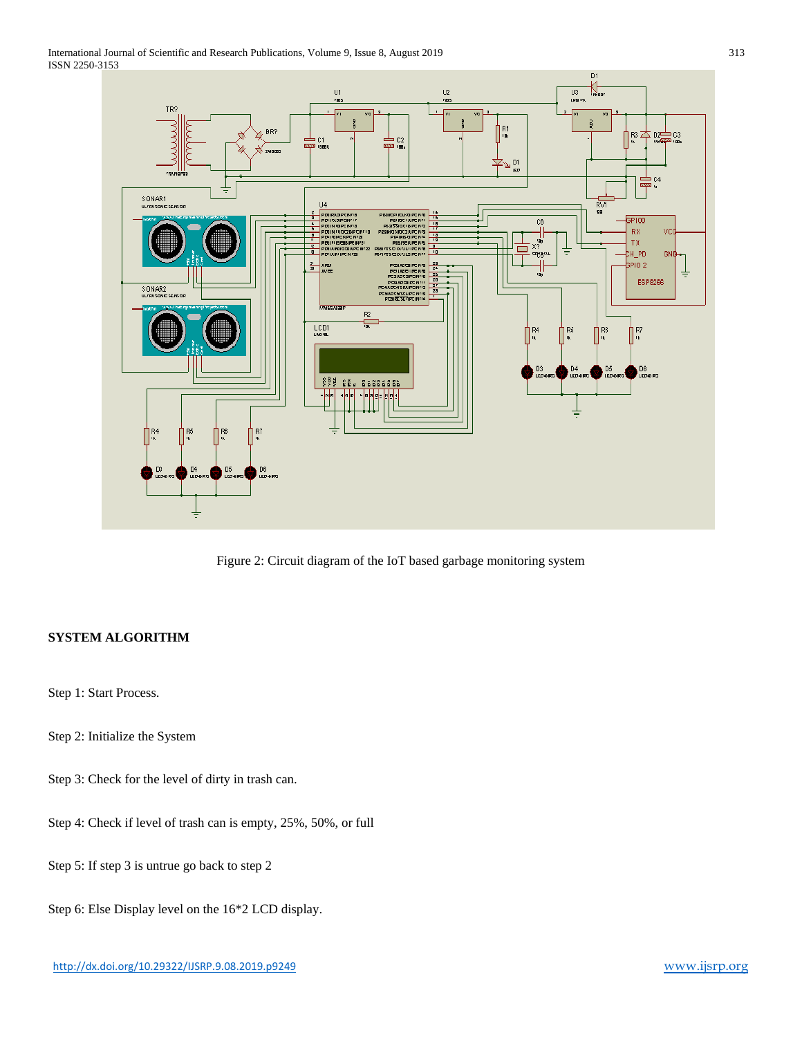Figure 2: Circuit diagram of the IoT based garbage monitoring system

**SYSTEM ALGORITHM**

Step 1: Start Process.

Step 2: Initialize the System

Step 3: Check for the level of dirty in trash can.

Step 4: Check if level of trash can is empty, 25%, 50%, or full

Step 5: If step 3 is untrue go back to step 2

Step 6: Else Display level on the 16*2 LCD display.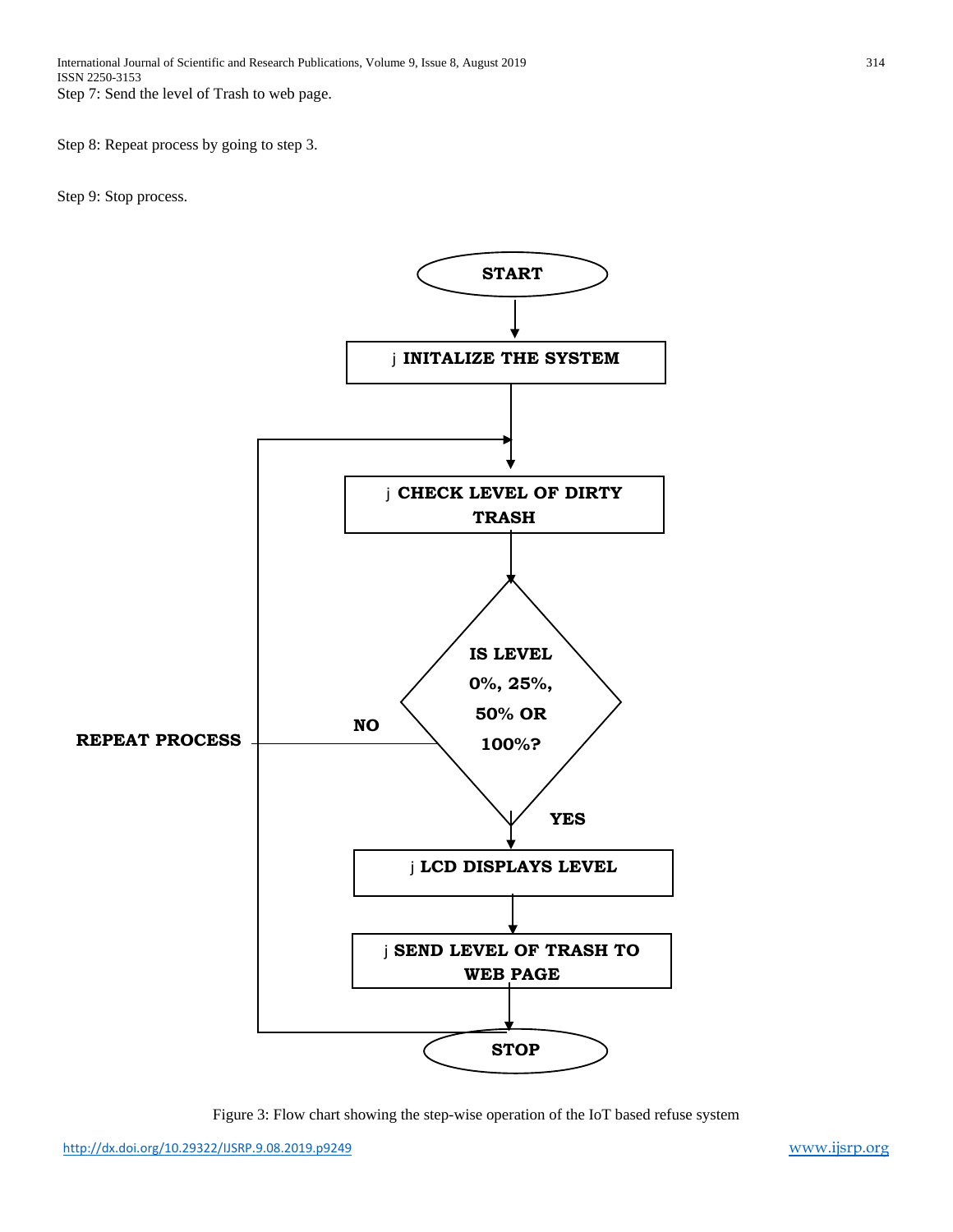Step 7: Send the level of Trash to web page.

Step 8: Repeat process by going to step 3.

Step 9: Stop process.

START

INITALIZE THE SYSTEM

CHECK LEVEL OF DIRTY TRASH

IS LEVEL 0%, 25%, 50% OR 100%?

NO

REPEAT PROCESS

YES

LCD DISPLAYS LEVEL

SEND LEVEL OF TRASH TO WEB PAGE

STOP

Figure 3: Flow chart showing the step-wise operation of the IoT based refuse system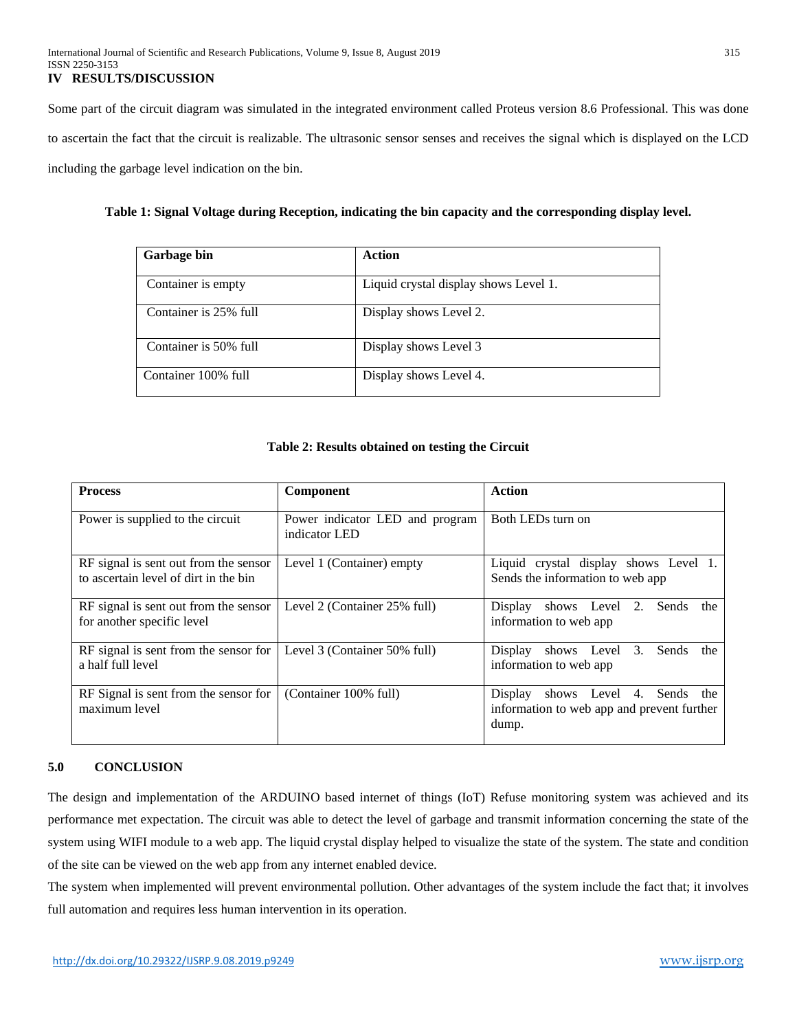## IV RESULTS/DISCUSSION

Some part of the circuit diagram was simulated in the integrated environment called Proteus version 8.6 Professional. This was done to ascertain the fact that the circuit is realizable. The ultrasonic sensor senses and receives the signal which is displayed on the LCD including the garbage level indication on the bin.

**Table 1: Signal Voltage during Reception, indicating the bin capacity and the corresponding display level.**

| Garbage bin | Action |
|---|---|
| Container is empty | Liquid crystal display shows Level 1. |
| Container is 25% full | Display shows Level 2. |
| Container is 50% full | Display shows Level 3 |
| Container 100% full | Display shows Level 4. |

**Table 2: Results obtained on testing the Circuit**

| Process | Component | Action |
|---|---|---|
| Power is supplied to the circuit | Power indicator LED and program indicator LED | Both LEDs turn on |
| RF signal is sent out from the sensor to ascertain level of dirt in the bin | Level 1 (Container) empty | Liquid crystal display shows Level 1. Sends the information to web app |
| RF signal is sent out from the sensor for another specific level | Level 2 (Container 25% full) | Display shows Level 2. Sends the information to web app |
| RF signal is sent from the sensor for a half full level | Level 3 (Container 50% full) | Display shows Level 3. Sends the information to web app |
| RF Signal is sent from the sensor for maximum level | (Container 100% full) | Display shows Level 4. Sends the information to web app and prevent further dump. |

## 5.0 CONCLUSION

The design and implementation of the ARDUINO based internet of things (IoT) Refuse monitoring system was achieved and its performance met expectation. The circuit was able to detect the level of garbage and transmit information concerning the state of the system using WIFI module to a web app. The liquid crystal display helped to visualize the state of the system. The state and condition of the site can be viewed on the web app from any internet enabled device.

The system when implemented will prevent environmental pollution. Other advantages of the system include the fact that; it involves full automation and requires less human intervention in its operation.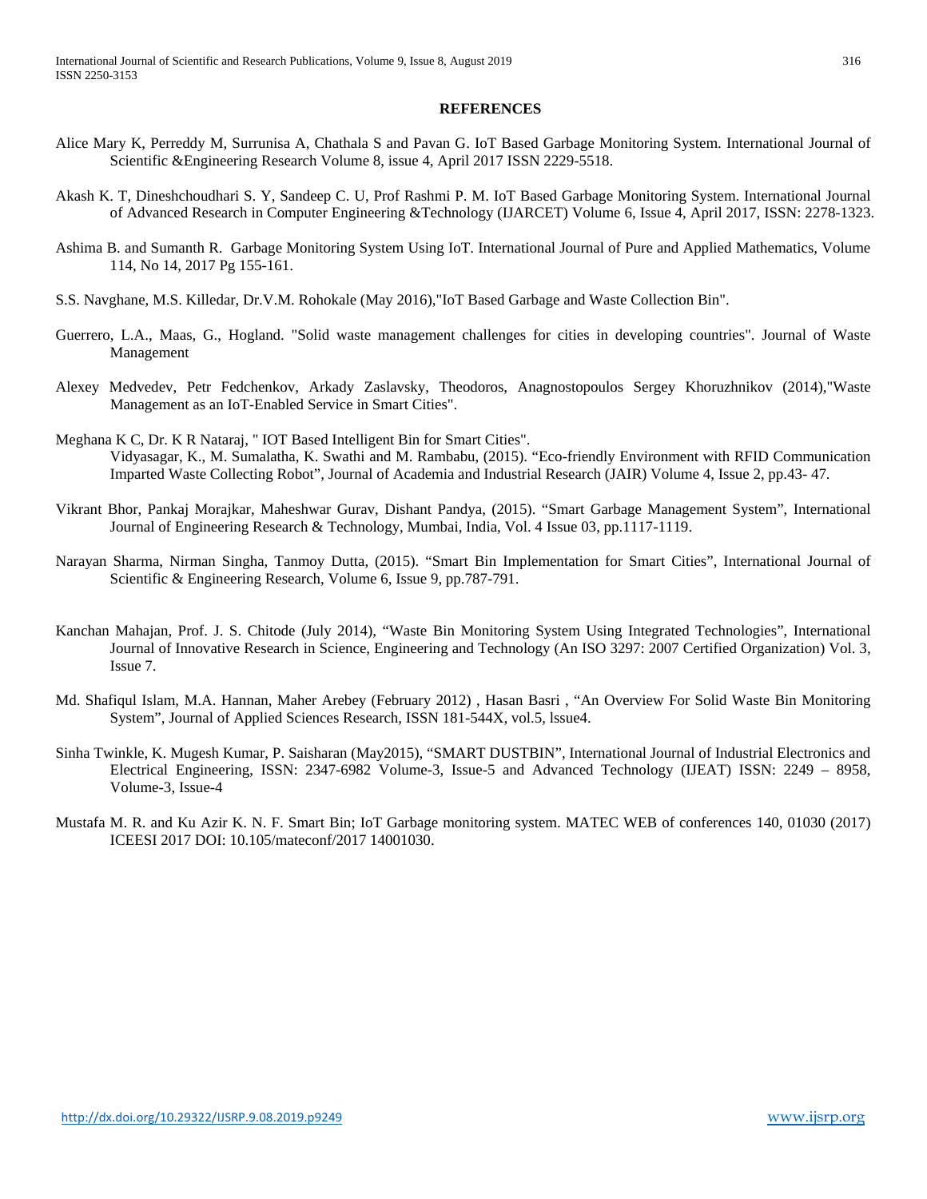**REFERENCES**

Alice Mary K, Perreddy M, Surrunisa A, Chathala S and Pavan G. IoT Based Garbage Monitoring System. International Journal of Scientific &Engineering Research Volume 8, issue 4, April 2017 ISSN 2229-5518.

Akash K. T, Dineshchoudhari S. Y, Sandeep C. U, Prof Rashmi P. M. IoT Based Garbage Monitoring System. International Journal of Advanced Research in Computer Engineering &Technology (IJARCET) Volume 6, Issue 4, April 2017, ISSN: 2278-1323.

Ashima B. and Sumanth R. Garbage Monitoring System Using IoT. International Journal of Pure and Applied Mathematics, Volume 114, No 14, 2017 Pg 155-161.

S.S. Navghane, M.S. Killedar, Dr.V.M. Rohokale (May 2016),"IoT Based Garbage and Waste Collection Bin".

Guerrero, L.A., Maas, G., Hogland. "Solid waste management challenges for cities in developing countries". Journal of Waste Management

Alexey Medvedev, Petr Fedchenkov, Arkady Zaslavsky, Theodoros, Anagnostopoulos Sergey Khoruzhnikov (2014),"Waste Management as an IoT-Enabled Service in Smart Cities".

Meghana K C, Dr. K R Nataraj, " IOT Based Intelligent Bin for Smart Cities".
Vidyasagar, K., M. Sumalatha, K. Swathi and M. Rambabu, (2015). "Eco-friendly Environment with RFID Communication Imparted Waste Collecting Robot", Journal of Academia and Industrial Research (JAIR) Volume 4, Issue 2, pp.43- 47.

Vikrant Bhor, Pankaj Morajkar, Maheshwar Gurav, Dishant Pandya, (2015). "Smart Garbage Management System", International Journal of Engineering Research & Technology, Mumbai, India, Vol. 4 Issue 03, pp.1117-1119.

Narayan Sharma, Nirman Singha, Tanmoy Dutta, (2015). "Smart Bin Implementation for Smart Cities", International Journal of Scientific & Engineering Research, Volume 6, Issue 9, pp.787-791.

Kanchan Mahajan, Prof. J. S. Chitode (July 2014), "Waste Bin Monitoring System Using Integrated Technologies", International Journal of Innovative Research in Science, Engineering and Technology (An ISO 3297: 2007 Certified Organization) Vol. 3, Issue 7.

Md. Shafiqul Islam, M.A. Hannan, Maher Arebey (February 2012) , Hasan Basri , "An Overview For Solid Waste Bin Monitoring System", Journal of Applied Sciences Research, ISSN 181-544X, vol.5, lssue4.

Sinha Twinkle, K. Mugesh Kumar, P. Saisharan (May2015), "SMART DUSTBIN", International Journal of Industrial Electronics and Electrical Engineering, ISSN: 2347-6982 Volume-3, Issue-5 and Advanced Technology (IJEAT) ISSN: 2249 – 8958, Volume-3, Issue-4

Mustafa M. R. and Ku Azir K. N. F. Smart Bin; IoT Garbage monitoring system. MATEC WEB of conferences 140, 01030 (2017) ICEESI 2017 DOI: 10.105/mateconf/2017 14001030.